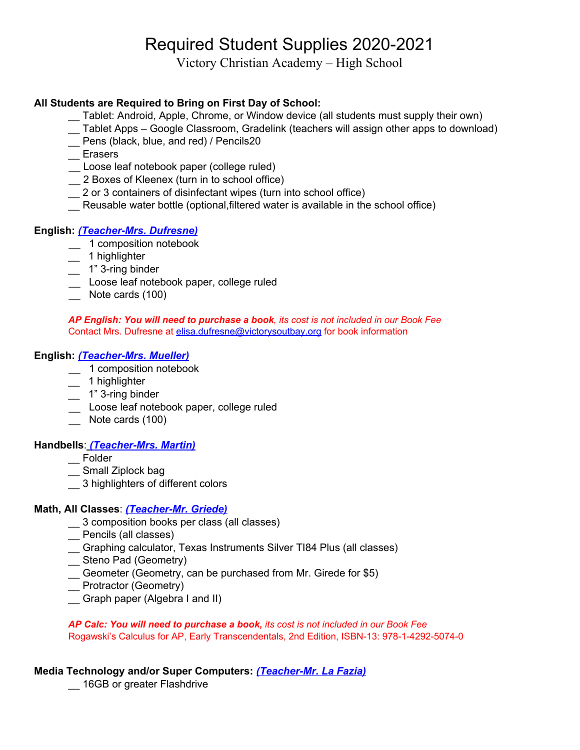# Required Student Supplies 2020-2021

Victory Christian Academy – High School

**All Students are Required to Bring on First Day of School:**

- __ Tablet: Android, Apple, Chrome, or Window device (all students must supply their own)
- __ Tablet Apps – Google Classroom, Gradelink (teachers will assign other apps to download)
- __ Pens (black, blue, and red) / Pencils20
- __ Erasers
- __ Loose leaf notebook paper (college ruled)
- __ 2 Boxes of Kleenex (turn in to school office)
- __ 2 or 3 containers of disinfectant wipes (turn into school office)
- __ Reusable water bottle (optional,filtered water is available in the school office)

**English:** ***(Teacher-Mrs. Dufresne)***

- __ 1 composition notebook
- __ 1 highlighter
- __ 1" 3-ring binder
- __ Loose leaf notebook paper, college ruled
- __ Note cards (100)

***AP English: You will need to purchase a book****, its cost is not included in our Book Fee*
Contact Mrs. Dufresne at elisa.dufresne@victorysoutbay.org for book information

**English:** ***(Teacher-Mrs. Mueller)***

- __ 1 composition notebook
- __ 1 highlighter
- __ 1" 3-ring binder
- __ Loose leaf notebook paper, college ruled
- __ Note cards (100)

**Handbells**: ***(Teacher-Mrs. Martin)***

- __ Folder
- __ Small Ziplock bag
- __ 3 highlighters of different colors

**Math, All Classes**: ***(Teacher-Mr. Griede)***

- __ 3 composition books per class (all classes)
- __ Pencils (all classes)
- __ Graphing calculator, Texas Instruments Silver TI84 Plus (all classes)
- __ Steno Pad (Geometry)
- __ Geometer (Geometry, can be purchased from Mr. Girede for $5)
- __ Protractor (Geometry)
- __ Graph paper (Algebra I and II)

***AP Calc: You will need to purchase a book,*** *its cost is not included in our Book Fee*
Rogawski's Calculus for AP, Early Transcendentals, 2nd Edition, ISBN-13: 978-1-4292-5074-0

**Media Technology and/or Super Computers:** ***(Teacher-Mr. La Fazia)***

- __ 16GB or greater Flashdrive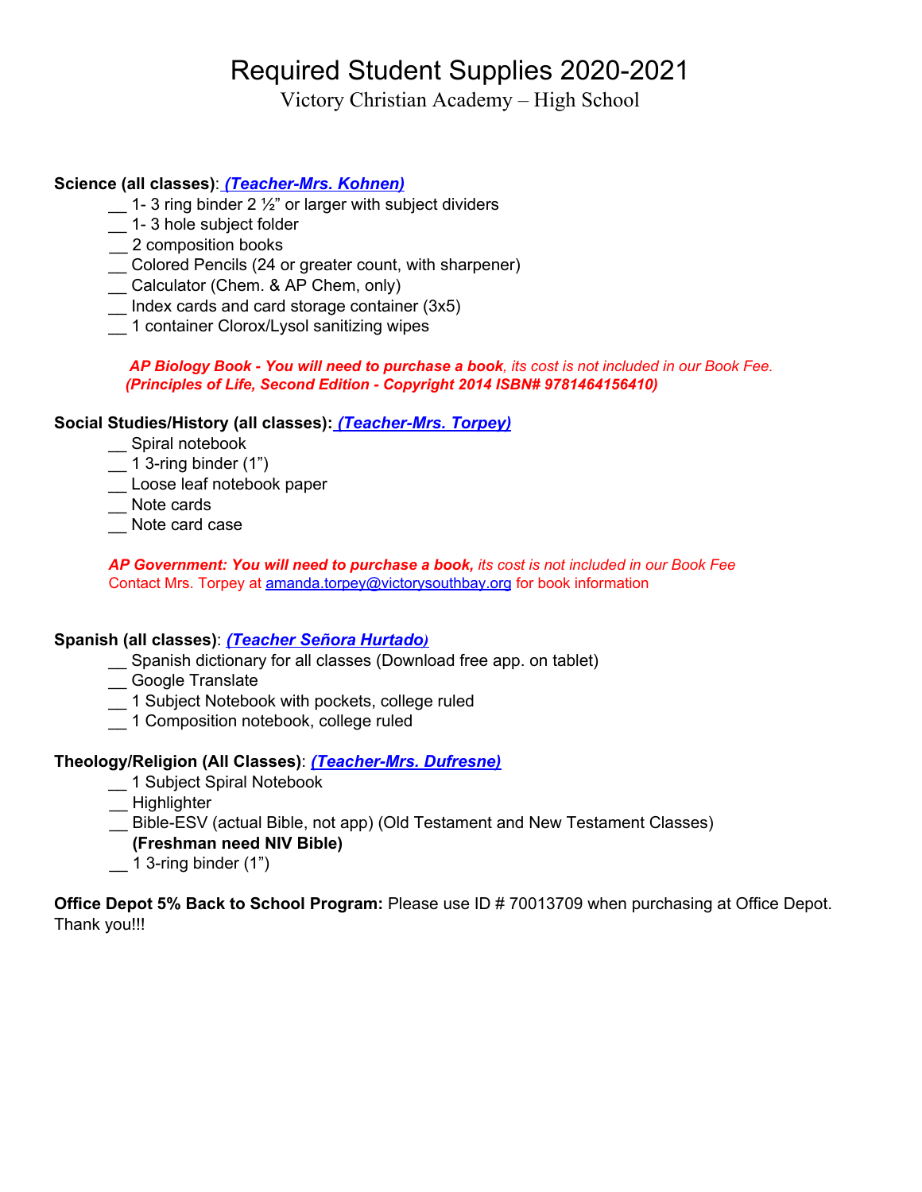# Required Student Supplies 2020-2021

Victory Christian Academy – High School

**Science (all classes)**: ***(Teacher-Mrs. Kohnen)***

- __ 1- 3 ring binder 2 ½" or larger with subject dividers
- __ 1- 3 hole subject folder
- __ 2 composition books
- __ Colored Pencils (24 or greater count, with sharpener)
- __ Calculator (Chem. & AP Chem, only)
- __ Index cards and card storage container (3x5)
- __ 1 container Clorox/Lysol sanitizing wipes

***AP Biology Book - You will need to purchase a book****, its cost is not included in our Book Fee.*
***(Principles of Life, Second Edition - Copyright 2014 ISBN# 9781464156410)***

**Social Studies/History (all classes):** ***(Teacher-Mrs. Torpey)***

- __ Spiral notebook
- __ 1 3-ring binder (1")
- __ Loose leaf notebook paper
- __ Note cards
- __ Note card case

***AP Government: You will need to purchase a book,*** *its cost is not included in our Book Fee*
Contact Mrs. Torpey at amanda.torpey@victorysouthbay.org for book information

**Spanish (all classes)**: ***(Teacher Señora Hurtado)***

- __ Spanish dictionary for all classes (Download free app. on tablet)
- __ Google Translate
- __ 1 Subject Notebook with pockets, college ruled
- __ 1 Composition notebook, college ruled

**Theology/Religion (All Classes)**: ***(Teacher-Mrs. Dufresne)***

- __ 1 Subject Spiral Notebook
- __ Highlighter
- __ Bible-ESV (actual Bible, not app) (Old Testament and New Testament Classes)
  **(Freshman need NIV Bible)**
- __ 1 3-ring binder (1")

**Office Depot 5% Back to School Program:** Please use ID # 70013709 when purchasing at Office Depot. Thank you!!!